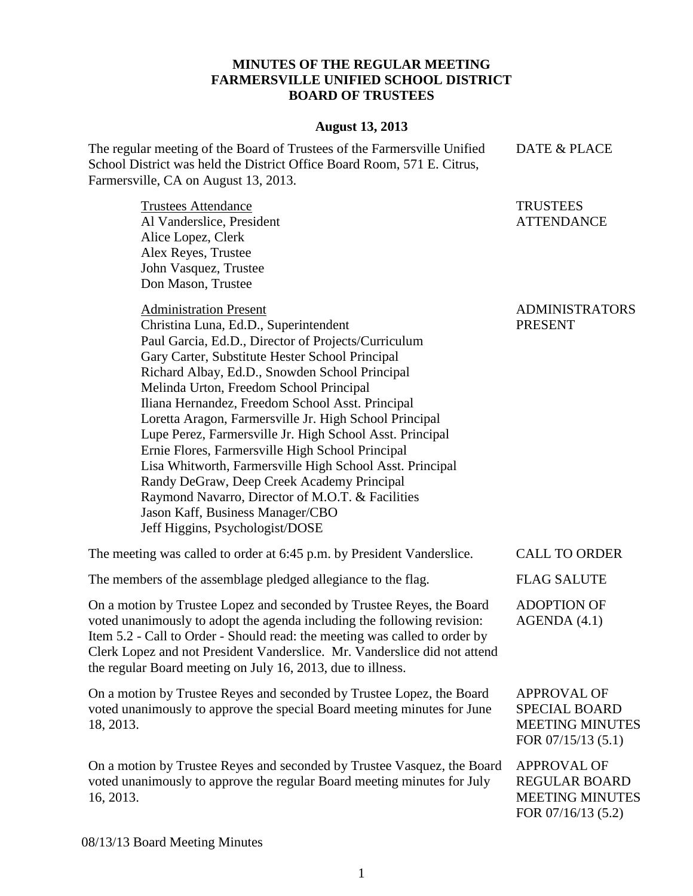# MINUTES OF THE REGULAR MEETING
# FARMERSVILLE UNIFIED SCHOOL DISTRICT
# BOARD OF TRUSTEES

**August 13, 2013**

**DATE & PLACE**

The regular meeting of the Board of Trustees of the Farmersville Unified School District was held the District Office Board Room, 571 E. Citrus, Farmersville, CA on August 13, 2013.

**TRUSTEES ATTENDANCE**

Trustees Attendance
Al Vanderslice, President
Alice Lopez, Clerk
Alex Reyes, Trustee
John Vasquez, Trustee
Don Mason, Trustee

**ADMINISTRATORS PRESENT**

Administration Present
Christina Luna, Ed.D., Superintendent
Paul Garcia, Ed.D., Director of Projects/Curriculum
Gary Carter, Substitute Hester School Principal
Richard Albay, Ed.D., Snowden School Principal
Melinda Urton, Freedom School Principal
Iliana Hernandez, Freedom School Asst. Principal
Loretta Aragon, Farmersville Jr. High School Principal
Lupe Perez, Farmersville Jr. High School Asst. Principal
Ernie Flores, Farmersville High School Principal
Lisa Whitworth, Farmersville High School Asst. Principal
Randy DeGraw, Deep Creek Academy Principal
Raymond Navarro, Director of M.O.T. & Facilities
Jason Kaff, Business Manager/CBO
Jeff Higgins, Psychologist/DOSE

**CALL TO ORDER**

The meeting was called to order at 6:45 p.m. by President Vanderslice.

**FLAG SALUTE**

The members of the assemblage pledged allegiance to the flag.

**ADOPTION OF AGENDA (4.1)**

On a motion by Trustee Lopez and seconded by Trustee Reyes, the Board voted unanimously to adopt the agenda including the following revision: Item 5.2 - Call to Order - Should read: the meeting was called to order by Clerk Lopez and not President Vanderslice. Mr. Vanderslice did not attend the regular Board meeting on July 16, 2013, due to illness.

**APPROVAL OF SPECIAL BOARD MEETING MINUTES FOR 07/15/13 (5.1)**

On a motion by Trustee Reyes and seconded by Trustee Lopez, the Board voted unanimously to approve the special Board meeting minutes for June 18, 2013.

**APPROVAL OF REGULAR BOARD MEETING MINUTES FOR 07/16/13 (5.2)**

On a motion by Trustee Reyes and seconded by Trustee Vasquez, the Board voted unanimously to approve the regular Board meeting minutes for July 16, 2013.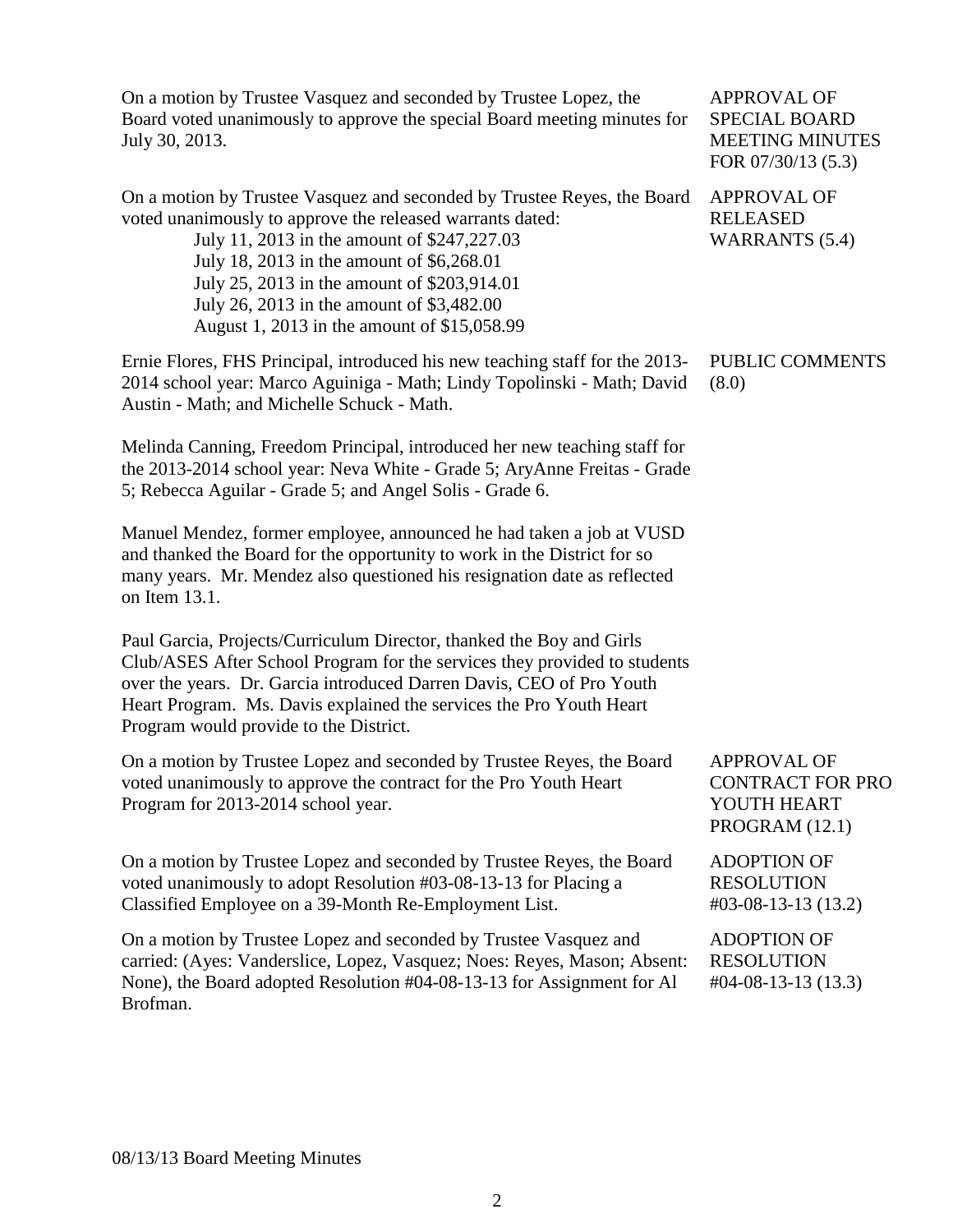On a motion by Trustee Vasquez and seconded by Trustee Lopez, the Board voted unanimously to approve the special Board meeting minutes for July 30, 2013.

**APPROVAL OF SPECIAL BOARD MEETING MINUTES FOR 07/30/13 (5.3)**

On a motion by Trustee Vasquez and seconded by Trustee Reyes, the Board voted unanimously to approve the released warrants dated:

July 11, 2013 in the amount of $247,227.03
July 18, 2013 in the amount of $6,268.01
July 25, 2013 in the amount of $203,914.01
July 26, 2013 in the amount of $3,482.00
August 1, 2013 in the amount of $15,058.99

**APPROVAL OF RELEASED WARRANTS (5.4)**

**PUBLIC COMMENTS (8.0)**

Ernie Flores, FHS Principal, introduced his new teaching staff for the 2013-2014 school year: Marco Aguiniga - Math; Lindy Topolinski - Math; David Austin - Math; and Michelle Schuck - Math.

Melinda Canning, Freedom Principal, introduced her new teaching staff for the 2013-2014 school year: Neva White - Grade 5; AryAnne Freitas - Grade 5; Rebecca Aguilar - Grade 5; and Angel Solis - Grade 6.

Manuel Mendez, former employee, announced he had taken a job at VUSD and thanked the Board for the opportunity to work in the District for so many years. Mr. Mendez also questioned his resignation date as reflected on Item 13.1.

Paul Garcia, Projects/Curriculum Director, thanked the Boy and Girls Club/ASES After School Program for the services they provided to students over the years. Dr. Garcia introduced Darren Davis, CEO of Pro Youth Heart Program. Ms. Davis explained the services the Pro Youth Heart Program would provide to the District.

On a motion by Trustee Lopez and seconded by Trustee Reyes, the Board voted unanimously to approve the contract for the Pro Youth Heart Program for 2013-2014 school year.

**APPROVAL OF CONTRACT FOR PRO YOUTH HEART PROGRAM (12.1)**

On a motion by Trustee Lopez and seconded by Trustee Reyes, the Board voted unanimously to adopt Resolution #03-08-13-13 for Placing a Classified Employee on a 39-Month Re-Employment List.

**ADOPTION OF RESOLUTION #03-08-13-13 (13.2)**

On a motion by Trustee Lopez and seconded by Trustee Vasquez and carried: (Ayes: Vanderslice, Lopez, Vasquez; Noes: Reyes, Mason; Absent: None), the Board adopted Resolution #04-08-13-13 for Assignment for Al Brofman.

**ADOPTION OF RESOLUTION #04-08-13-13 (13.3)**

08/13/13 Board Meeting Minutes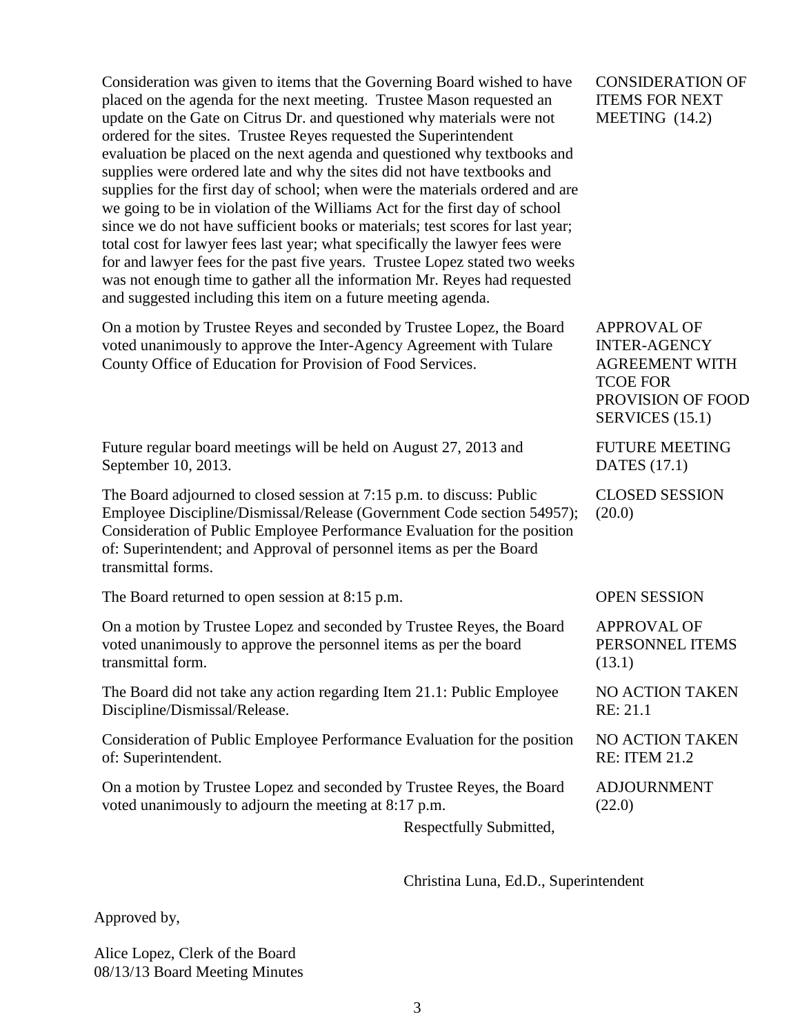Consideration was given to items that the Governing Board wished to have placed on the agenda for the next meeting. Trustee Mason requested an update on the Gate on Citrus Dr. and questioned why materials were not ordered for the sites. Trustee Reyes requested the Superintendent evaluation be placed on the next agenda and questioned why textbooks and supplies were ordered late and why the sites did not have textbooks and supplies for the first day of school; when were the materials ordered and are we going to be in violation of the Williams Act for the first day of school since we do not have sufficient books or materials; test scores for last year; total cost for lawyer fees last year; what specifically the lawyer fees were for and lawyer fees for the past five years. Trustee Lopez stated two weeks was not enough time to gather all the information Mr. Reyes had requested and suggested including this item on a future meeting agenda. — CONSIDERATION OF ITEMS FOR NEXT MEETING (14.2)

On a motion by Trustee Reyes and seconded by Trustee Lopez, the Board voted unanimously to approve the Inter-Agency Agreement with Tulare County Office of Education for Provision of Food Services. — APPROVAL OF INTER-AGENCY AGREEMENT WITH TCOE FOR PROVISION OF FOOD SERVICES (15.1)

Future regular board meetings will be held on August 27, 2013 and September 10, 2013. — FUTURE MEETING DATES (17.1)

The Board adjourned to closed session at 7:15 p.m. to discuss: Public Employee Discipline/Dismissal/Release (Government Code section 54957); Consideration of Public Employee Performance Evaluation for the position of: Superintendent; and Approval of personnel items as per the Board transmittal forms. — CLOSED SESSION (20.0)

The Board returned to open session at 8:15 p.m. — OPEN SESSION

On a motion by Trustee Lopez and seconded by Trustee Reyes, the Board voted unanimously to approve the personnel items as per the board transmittal form. — APPROVAL OF PERSONNEL ITEMS (13.1)

The Board did not take any action regarding Item 21.1: Public Employee Discipline/Dismissal/Release. — NO ACTION TAKEN RE: 21.1

Consideration of Public Employee Performance Evaluation for the position of: Superintendent. — NO ACTION TAKEN RE: ITEM 21.2

On a motion by Trustee Lopez and seconded by Trustee Reyes, the Board voted unanimously to adjourn the meeting at 8:17 p.m. — ADJOURNMENT (22.0)

Respectfully Submitted,

Christina Luna, Ed.D., Superintendent

Approved by,

Alice Lopez, Clerk of the Board
08/13/13 Board Meeting Minutes